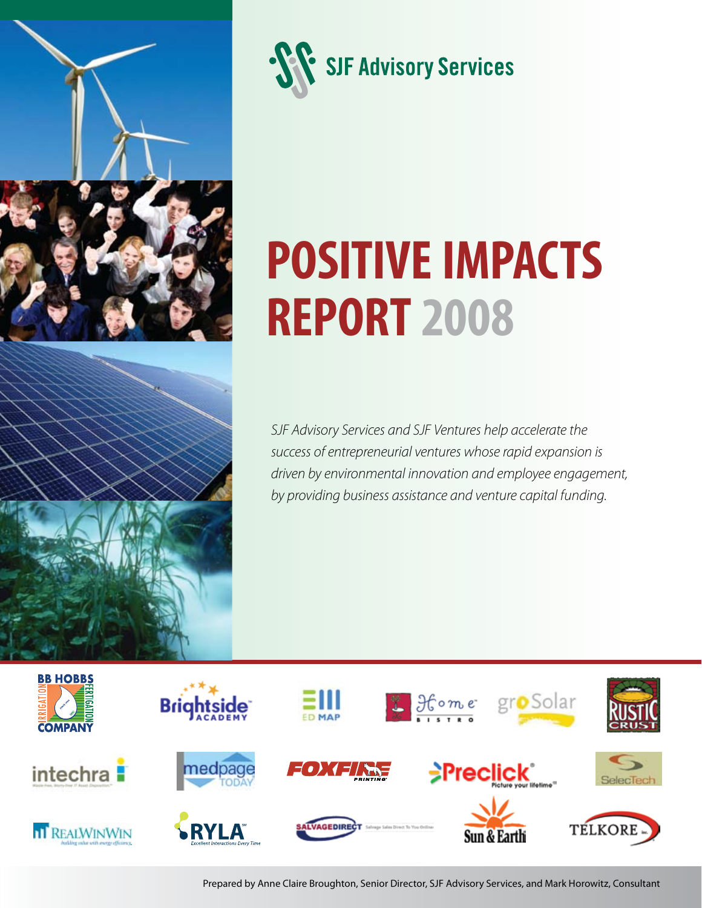SJF Advisory Services

# POSITIVE IMPACTS REPORT 2008

*SJF Advisory Services and SJF Ventures help accelerate the success of entrepreneurial ventures whose rapid expansion is driven by environmental innovation and employee engagement, by providing business assistance and venture capital funding.*

Prepared by Anne Claire Broughton, Senior Director, SJF Advisory Services, and Mark Horowitz, Consultant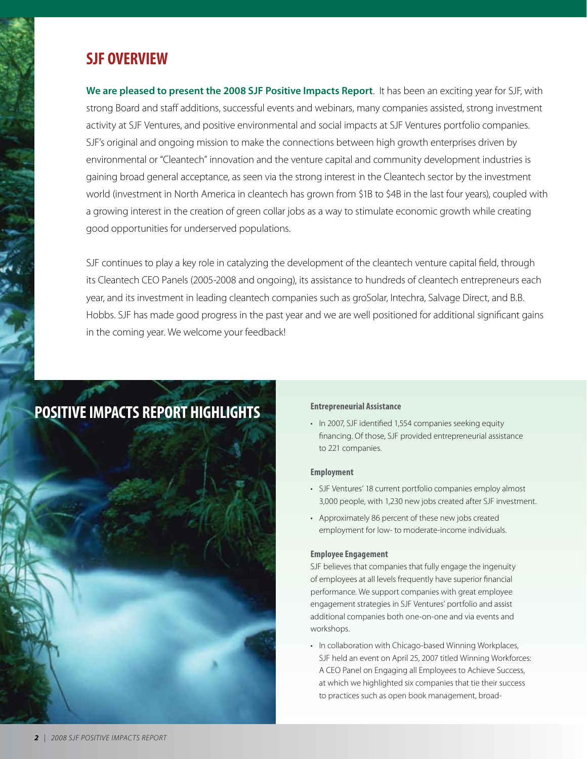## SJF OVERVIEW

**We are pleased to present the 2008 SJF Positive Impacts Report**. It has been an exciting year for SJF, with strong Board and staff additions, successful events and webinars, many companies assisted, strong investment activity at SJF Ventures, and positive environmental and social impacts at SJF Ventures portfolio companies. SJF's original and ongoing mission to make the connections between high growth enterprises driven by environmental or "Cleantech" innovation and the venture capital and community development industries is gaining broad general acceptance, as seen via the strong interest in the Cleantech sector by the investment world (investment in North America in cleantech has grown from $1B to $4B in the last four years), coupled with a growing interest in the creation of green collar jobs as a way to stimulate economic growth while creating good opportunities for underserved populations.

SJF continues to play a key role in catalyzing the development of the cleantech venture capital field, through its Cleantech CEO Panels (2005-2008 and ongoing), its assistance to hundreds of cleantech entrepreneurs each year, and its investment in leading cleantech companies such as groSolar, Intechra, Salvage Direct, and B.B. Hobbs. SJF has made good progress in the past year and we are well positioned for additional significant gains in the coming year. We welcome your feedback!

## POSITIVE IMPACTS REPORT HIGHLIGHTS

**Entrepreneurial Assistance**

- In 2007, SJF identified 1,554 companies seeking equity financing. Of those, SJF provided entrepreneurial assistance to 221 companies.

**Employment**

- SJF Ventures' 18 current portfolio companies employ almost 3,000 people, with 1,230 new jobs created after SJF investment.
- Approximately 86 percent of these new jobs created employment for low- to moderate-income individuals.

**Employee Engagement**

SJF believes that companies that fully engage the ingenuity of employees at all levels frequently have superior financial performance. We support companies with great employee engagement strategies in SJF Ventures' portfolio and assist additional companies both one-on-one and via events and workshops.

- In collaboration with Chicago-based Winning Workplaces, SJF held an event on April 25, 2007 titled Winning Workforces: A CEO Panel on Engaging all Employees to Achieve Success, at which we highlighted six companies that tie their success to practices such as open book management, broad-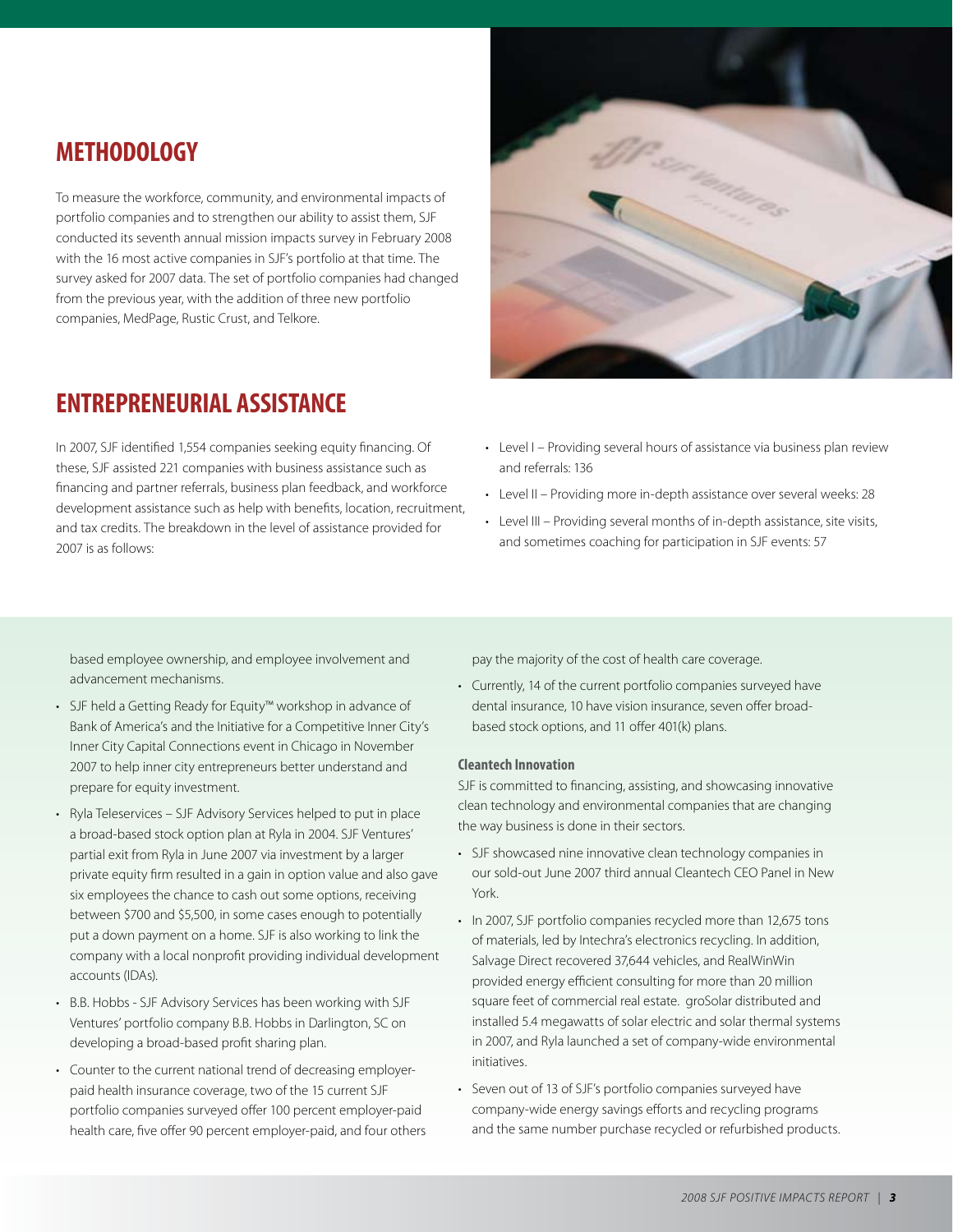## METHODOLOGY

To measure the workforce, community, and environmental impacts of portfolio companies and to strengthen our ability to assist them, SJF conducted its seventh annual mission impacts survey in February 2008 with the 16 most active companies in SJF's portfolio at that time. The survey asked for 2007 data. The set of portfolio companies had changed from the previous year, with the addition of three new portfolio companies, MedPage, Rustic Crust, and Telkore.

## ENTREPRENEURIAL ASSISTANCE

In 2007, SJF identified 1,554 companies seeking equity financing. Of these, SJF assisted 221 companies with business assistance such as financing and partner referrals, business plan feedback, and workforce development assistance such as help with benefits, location, recruitment, and tax credits. The breakdown in the level of assistance provided for 2007 is as follows:

- Level I – Providing several hours of assistance via business plan review and referrals: 136
- Level II – Providing more in-depth assistance over several weeks: 28
- Level III – Providing several months of in-depth assistance, site visits, and sometimes coaching for participation in SJF events: 57

based employee ownership, and employee involvement and advancement mechanisms.

- SJF held a Getting Ready for Equity™ workshop in advance of Bank of America's and the Initiative for a Competitive Inner City's Inner City Capital Connections event in Chicago in November 2007 to help inner city entrepreneurs better understand and prepare for equity investment.
- Ryla Teleservices – SJF Advisory Services helped to put in place a broad-based stock option plan at Ryla in 2004. SJF Ventures' partial exit from Ryla in June 2007 via investment by a larger private equity firm resulted in a gain in option value and also gave six employees the chance to cash out some options, receiving between $700 and $5,500, in some cases enough to potentially put a down payment on a home. SJF is also working to link the company with a local nonprofit providing individual development accounts (IDAs).
- B.B. Hobbs - SJF Advisory Services has been working with SJF Ventures' portfolio company B.B. Hobbs in Darlington, SC on developing a broad-based profit sharing plan.
- Counter to the current national trend of decreasing employer-paid health insurance coverage, two of the 15 current SJF portfolio companies surveyed offer 100 percent employer-paid health care, five offer 90 percent employer-paid, and four others pay the majority of the cost of health care coverage.
- Currently, 14 of the current portfolio companies surveyed have dental insurance, 10 have vision insurance, seven offer broad-based stock options, and 11 offer 401(k) plans.

### Cleantech Innovation

SJF is committed to financing, assisting, and showcasing innovative clean technology and environmental companies that are changing the way business is done in their sectors.

- SJF showcased nine innovative clean technology companies in our sold-out June 2007 third annual Cleantech CEO Panel in New York.
- In 2007, SJF portfolio companies recycled more than 12,675 tons of materials, led by Intechra's electronics recycling. In addition, Salvage Direct recovered 37,644 vehicles, and RealWinWin provided energy efficient consulting for more than 20 million square feet of commercial real estate. groSolar distributed and installed 5.4 megawatts of solar electric and solar thermal systems in 2007, and Ryla launched a set of company-wide environmental initiatives.
- Seven out of 13 of SJF's portfolio companies surveyed have company-wide energy savings efforts and recycling programs and the same number purchase recycled or refurbished products.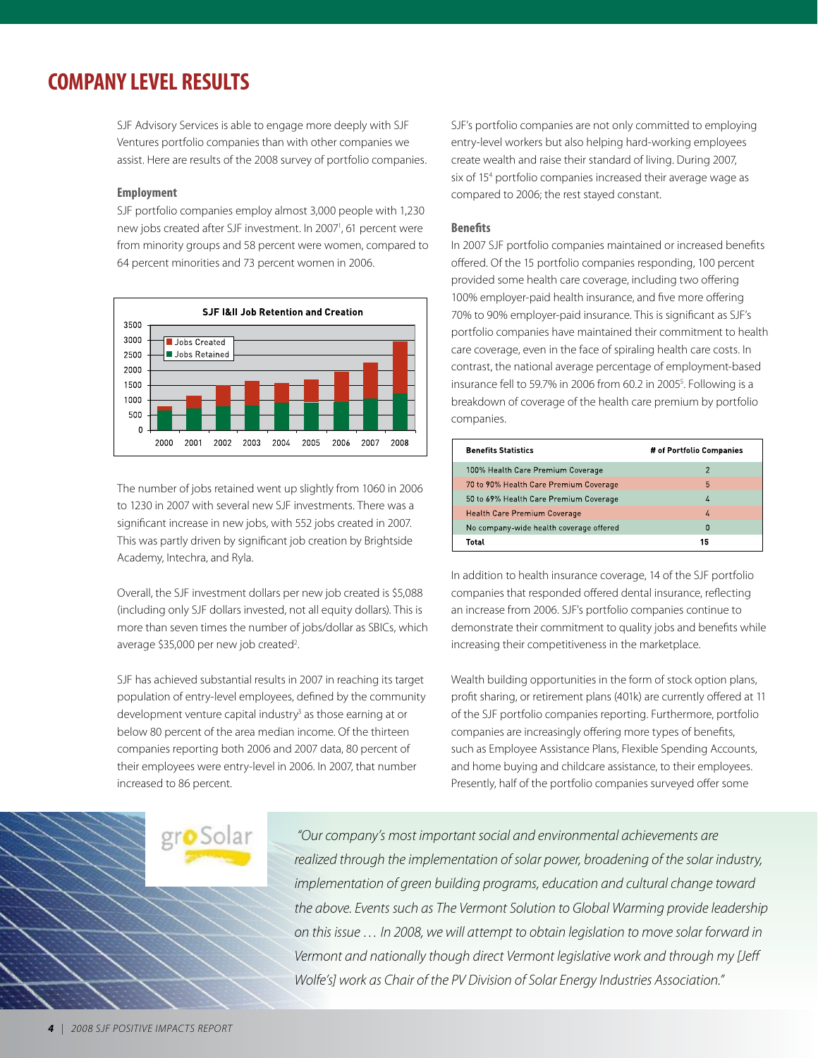# COMPANY LEVEL RESULTS

SJF Advisory Services is able to engage more deeply with SJF Ventures portfolio companies than with other companies we assist. Here are results of the 2008 survey of portfolio companies.

### Employment

SJF portfolio companies employ almost 3,000 people with 1,230 new jobs created after SJF investment. In 2007[1], 61 percent were from minority groups and 58 percent were women, compared to 64 percent minorities and 73 percent women in 2006.

**SJF I&II Job Retention and Creation**

(Chart legend: Jobs Created; Jobs Retained. Years: 2000–2008.)

The number of jobs retained went up slightly from 1060 in 2006 to 1230 in 2007 with several new SJF investments. There was a significant increase in new jobs, with 552 jobs created in 2007. This was partly driven by significant job creation by Brightside Academy, Intechra, and Ryla.

Overall, the SJF investment dollars per new job created is $5,088 (including only SJF dollars invested, not all equity dollars). This is more than seven times the number of jobs/dollar as SBICs, which average $35,000 per new job created[2].

SJF has achieved substantial results in 2007 in reaching its target population of entry-level employees, defined by the community development venture capital industry[3] as those earning at or below 80 percent of the area median income. Of the thirteen companies reporting both 2006 and 2007 data, 80 percent of their employees were entry-level in 2006. In 2007, that number increased to 86 percent.

SJF's portfolio companies are not only committed to employing entry-level workers but also helping hard-working employees create wealth and raise their standard of living. During 2007, six of 15[4] portfolio companies increased their average wage as compared to 2006; the rest stayed constant.

### Benefits

In 2007 SJF portfolio companies maintained or increased benefits offered. Of the 15 portfolio companies responding, 100 percent provided some health care coverage, including two offering 100% employer-paid health insurance, and five more offering 70% to 90% employer-paid insurance. This is significant as SJF's portfolio companies have maintained their commitment to health care coverage, even in the face of spiraling health care costs. In contrast, the national average percentage of employment-based insurance fell to 59.7% in 2006 from 60.2 in 2005[5]. Following is a breakdown of coverage of the health care premium by portfolio companies.

| Benefits Statistics | # of Portfolio Companies |
|---|---|
| 100% Health Care Premium Coverage | 2 |
| 70 to 90% Health Care Premium Coverage | 5 |
| 50 to 69% Health Care Premium Coverage | 4 |
| Health Care Premium Coverage | 4 |
| No company-wide health coverage offered | 0 |
| **Total** | **15** |

In addition to health insurance coverage, 14 of the SJF portfolio companies that responded offered dental insurance, reflecting an increase from 2006. SJF's portfolio companies continue to demonstrate their commitment to quality jobs and benefits while increasing their competitiveness in the marketplace.

Wealth building opportunities in the form of stock option plans, profit sharing, or retirement plans (401k) are currently offered at 11 of the SJF portfolio companies reporting. Furthermore, portfolio companies are increasingly offering more types of benefits, such as Employee Assistance Plans, Flexible Spending Accounts, and home buying and childcare assistance, to their employees. Presently, half of the portfolio companies surveyed offer some

groSolar

*"Our company's most important social and environmental achievements are realized through the implementation of solar power, broadening of the solar industry, implementation of green building programs, education and cultural change toward the above. Events such as The Vermont Solution to Global Warming provide leadership on this issue … In 2008, we will attempt to obtain legislation to move solar forward in Vermont and nationally though direct Vermont legislative work and through my [Jeff Wolfe's] work as Chair of the PV Division of Solar Energy Industries Association."*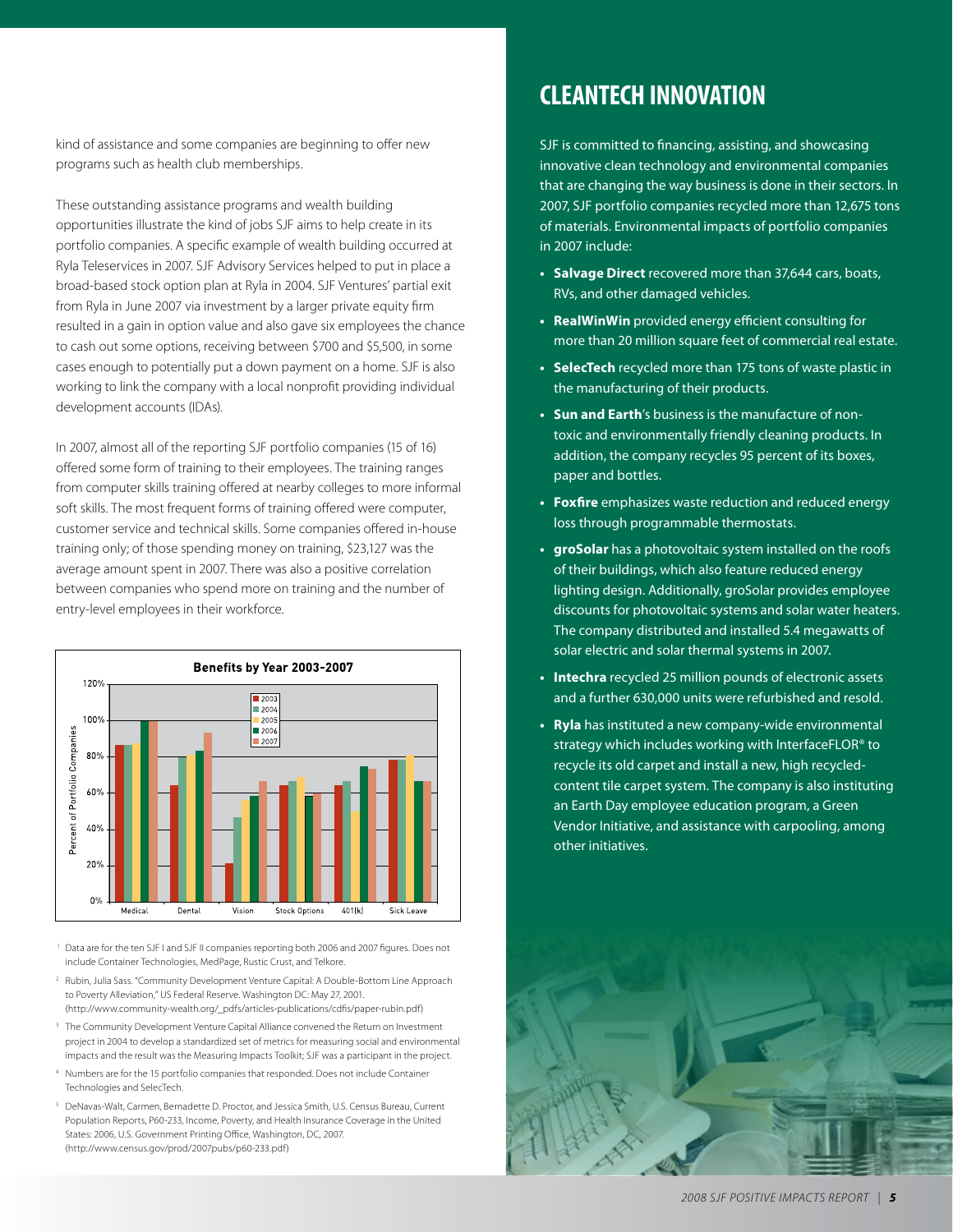kind of assistance and some companies are beginning to offer new programs such as health club memberships.

These outstanding assistance programs and wealth building opportunities illustrate the kind of jobs SJF aims to help create in its portfolio companies. A specific example of wealth building occurred at Ryla Teleservices in 2007. SJF Advisory Services helped to put in place a broad-based stock option plan at Ryla in 2004. SJF Ventures' partial exit from Ryla in June 2007 via investment by a larger private equity firm resulted in a gain in option value and also gave six employees the chance to cash out some options, receiving between $700 and $5,500, in some cases enough to potentially put a down payment on a home. SJF is also working to link the company with a local nonprofit providing individual development accounts (IDAs).

In 2007, almost all of the reporting SJF portfolio companies (15 of 16) offered some form of training to their employees. The training ranges from computer skills training offered at nearby colleges to more informal soft skills. The most frequent forms of training offered were computer, customer service and technical skills. Some companies offered in-house training only; of those spending money on training, $23,127 was the average amount spent in 2007. There was also a positive correlation between companies who spend more on training and the number of entry-level employees in their workforce.

**Benefits by Year 2003-2007**

[1] Data are for the ten SJF I and SJF II companies reporting both 2006 and 2007 figures. Does not include Container Technologies, MedPage, Rustic Crust, and Telkore.

[2] Rubin, Julia Sass. "Community Development Venture Capital: A Double-Bottom Line Approach to Poverty Alleviation," US Federal Reserve. Washington DC: May 27, 2001. (http://www.community-wealth.org/_pdfs/articles-publications/cdfis/paper-rubin.pdf)

[3] The Community Development Venture Capital Alliance convened the Return on Investment project in 2004 to develop a standardized set of metrics for measuring social and environmental impacts and the result was the Measuring Impacts Toolkit; SJF was a participant in the project.

[4] Numbers are for the 15 portfolio companies that responded. Does not include Container Technologies and SelecTech.

[5] DeNavas-Walt, Carmen, Bernadette D. Proctor, and Jessica Smith, U.S. Census Bureau, Current Population Reports, P60-233, Income, Poverty, and Health Insurance Coverage in the United States: 2006, U.S. Government Printing Office, Washington, DC, 2007. (http://www.census.gov/prod/2007pubs/p60-233.pdf)

## CLEANTECH INNOVATION

SJF is committed to financing, assisting, and showcasing innovative clean technology and environmental companies that are changing the way business is done in their sectors. In 2007, SJF portfolio companies recycled more than 12,675 tons of materials. Environmental impacts of portfolio companies in 2007 include:

- **Salvage Direct** recovered more than 37,644 cars, boats, RVs, and other damaged vehicles.
- **RealWinWin** provided energy efficient consulting for more than 20 million square feet of commercial real estate.
- **SelecTech** recycled more than 175 tons of waste plastic in the manufacturing of their products.
- **Sun and Earth**'s business is the manufacture of non-toxic and environmentally friendly cleaning products. In addition, the company recycles 95 percent of its boxes, paper and bottles.
- **Foxfire** emphasizes waste reduction and reduced energy loss through programmable thermostats.
- **groSolar** has a photovoltaic system installed on the roofs of their buildings, which also feature reduced energy lighting design. Additionally, groSolar provides employee discounts for photovoltaic systems and solar water heaters. The company distributed and installed 5.4 megawatts of solar electric and solar thermal systems in 2007.
- **Intechra** recycled 25 million pounds of electronic assets and a further 630,000 units were refurbished and resold.
- **Ryla** has instituted a new company-wide environmental strategy which includes working with InterfaceFLOR® to recycle its old carpet and install a new, high recycled-content tile carpet system. The company is also instituting an Earth Day employee education program, a Green Vendor Initiative, and assistance with carpooling, among other initiatives.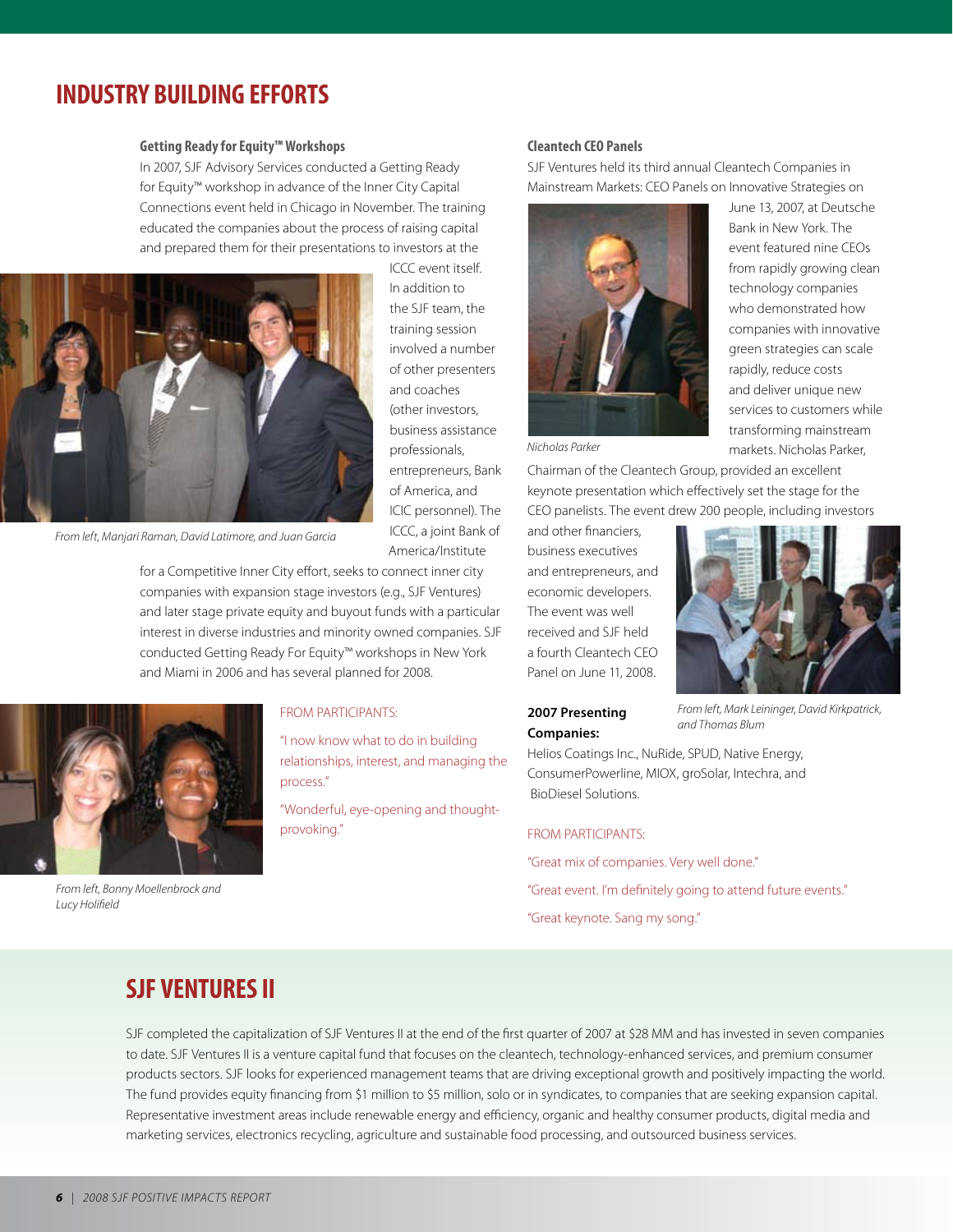## INDUSTRY BUILDING EFFORTS

### Getting Ready for Equity™ Workshops

In 2007, SJF Advisory Services conducted a Getting Ready for Equity™ workshop in advance of the Inner City Capital Connections event held in Chicago in November. The training educated the companies about the process of raising capital and prepared them for their presentations to investors at the ICCC event itself. In addition to the SJF team, the training session involved a number of other presenters and coaches (other investors, business assistance professionals, entrepreneurs, Bank of America, and ICIC personnel). The ICCC, a joint Bank of America/Institute for a Competitive Inner City effort, seeks to connect inner city companies with expansion stage investors (e.g., SJF Ventures) and later stage private equity and buyout funds with a particular interest in diverse industries and minority owned companies. SJF conducted Getting Ready For Equity™ workshops in New York and Miami in 2006 and has several planned for 2008.

*From left, Manjari Raman, David Latimore, and Juan Garcia*

FROM PARTICIPANTS:

"I now know what to do in building relationships, interest, and managing the process."

"Wonderful, eye-opening and thought-provoking."

*From left, Bonny Moellenbrock and Lucy Holifield*

### Cleantech CEO Panels

SJF Ventures held its third annual Cleantech Companies in Mainstream Markets: CEO Panels on Innovative Strategies on June 13, 2007, at Deutsche Bank in New York. The event featured nine CEOs from rapidly growing clean technology companies who demonstrated how companies with innovative green strategies can scale rapidly, reduce costs and deliver unique new services to customers while transforming mainstream markets. Nicholas Parker, Chairman of the Cleantech Group, provided an excellent keynote presentation which effectively set the stage for the CEO panelists. The event drew 200 people, including investors and other financiers, business executives and entrepreneurs, and economic developers. The event was well received and SJF held a fourth Cleantech CEO Panel on June 11, 2008.

*Nicholas Parker*

*From left, Mark Leininger, David Kirkpatrick, and Thomas Blum*

**2007 Presenting Companies:**

Helios Coatings Inc., NuRide, SPUD, Native Energy, ConsumerPowerline, MIOX, groSolar, Intechra, and BioDiesel Solutions.

FROM PARTICIPANTS:

"Great mix of companies. Very well done."

"Great event. I'm definitely going to attend future events."

"Great keynote. Sang my song."

## SJF VENTURES II

SJF completed the capitalization of SJF Ventures II at the end of the first quarter of 2007 at $28 MM and has invested in seven companies to date. SJF Ventures II is a venture capital fund that focuses on the cleantech, technology-enhanced services, and premium consumer products sectors. SJF looks for experienced management teams that are driving exceptional growth and positively impacting the world. The fund provides equity financing from $1 million to $5 million, solo or in syndicates, to companies that are seeking expansion capital. Representative investment areas include renewable energy and efficiency, organic and healthy consumer products, digital media and marketing services, electronics recycling, agriculture and sustainable food processing, and outsourced business services.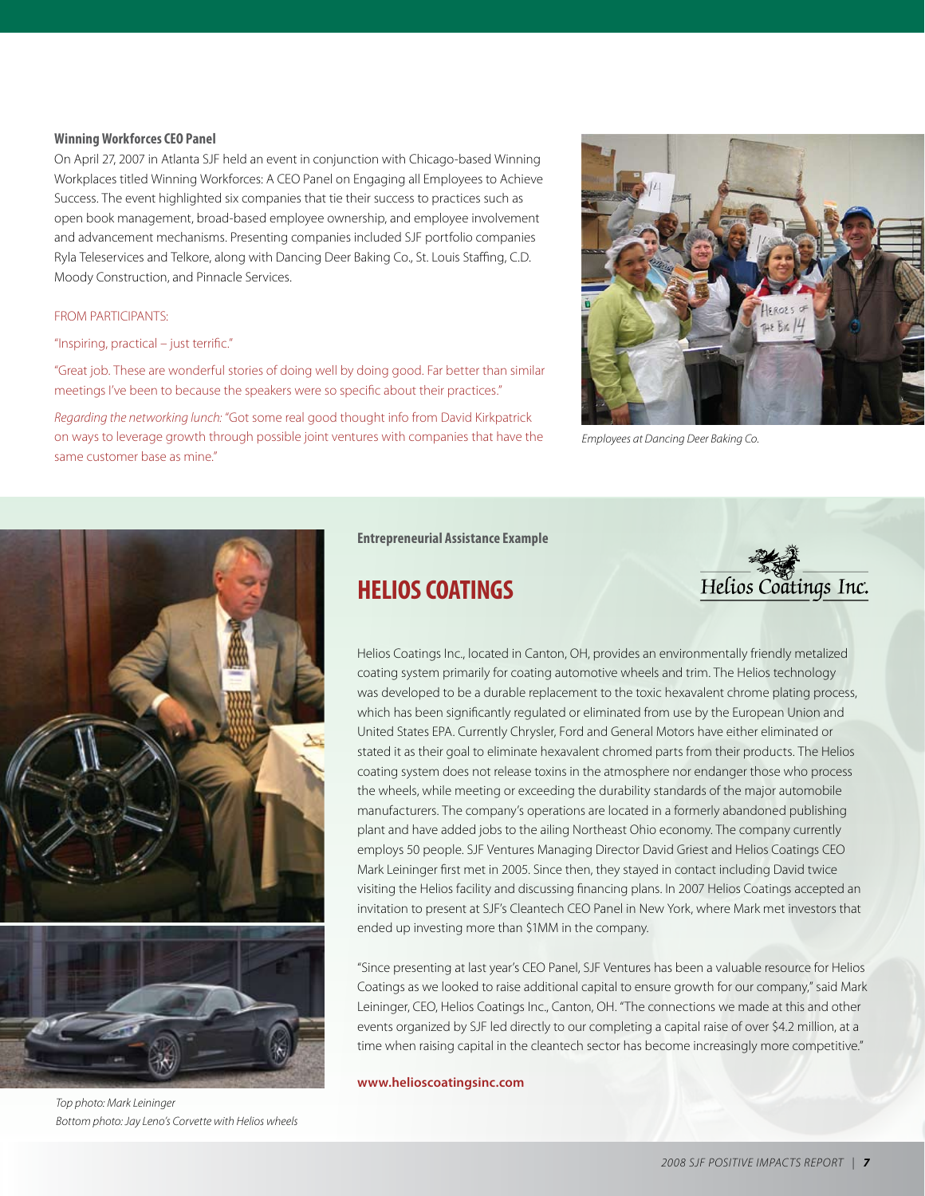### Winning Workforces CEO Panel

On April 27, 2007 in Atlanta SJF held an event in conjunction with Chicago-based Winning Workplaces titled Winning Workforces: A CEO Panel on Engaging all Employees to Achieve Success. The event highlighted six companies that tie their success to practices such as open book management, broad-based employee ownership, and employee involvement and advancement mechanisms. Presenting companies included SJF portfolio companies Ryla Teleservices and Telkore, along with Dancing Deer Baking Co., St. Louis Staffing, C.D. Moody Construction, and Pinnacle Services.

FROM PARTICIPANTS:

"Inspiring, practical – just terrific."

"Great job. These are wonderful stories of doing well by doing good. Far better than similar meetings I've been to because the speakers were so specific about their practices."

*Regarding the networking lunch:* "Got some real good thought info from David Kirkpatrick on ways to leverage growth through possible joint ventures with companies that have the same customer base as mine."

*Employees at Dancing Deer Baking Co.*

**Entrepreneurial Assistance Example**

## HELIOS COATINGS

Helios Coatings Inc.

Helios Coatings Inc., located in Canton, OH, provides an environmentally friendly metalized coating system primarily for coating automotive wheels and trim. The Helios technology was developed to be a durable replacement to the toxic hexavalent chrome plating process, which has been significantly regulated or eliminated from use by the European Union and United States EPA. Currently Chrysler, Ford and General Motors have either eliminated or stated it as their goal to eliminate hexavalent chromed parts from their products. The Helios coating system does not release toxins in the atmosphere nor endanger those who process the wheels, while meeting or exceeding the durability standards of the major automobile manufacturers. The company's operations are located in a formerly abandoned publishing plant and have added jobs to the ailing Northeast Ohio economy. The company currently employs 50 people. SJF Ventures Managing Director David Griest and Helios Coatings CEO Mark Leininger first met in 2005. Since then, they stayed in contact including David twice visiting the Helios facility and discussing financing plans. In 2007 Helios Coatings accepted an invitation to present at SJF's Cleantech CEO Panel in New York, where Mark met investors that ended up investing more than $1MM in the company.

"Since presenting at last year's CEO Panel, SJF Ventures has been a valuable resource for Helios Coatings as we looked to raise additional capital to ensure growth for our company," said Mark Leininger, CEO, Helios Coatings Inc., Canton, OH. "The connections we made at this and other events organized by SJF led directly to our completing a capital raise of over $4.2 million, at a time when raising capital in the cleantech sector has become increasingly competitive."

**www.helioscoatingsinc.com**

*Top photo: Mark Leininger*
*Bottom photo: Jay Leno's Corvette with Helios wheels*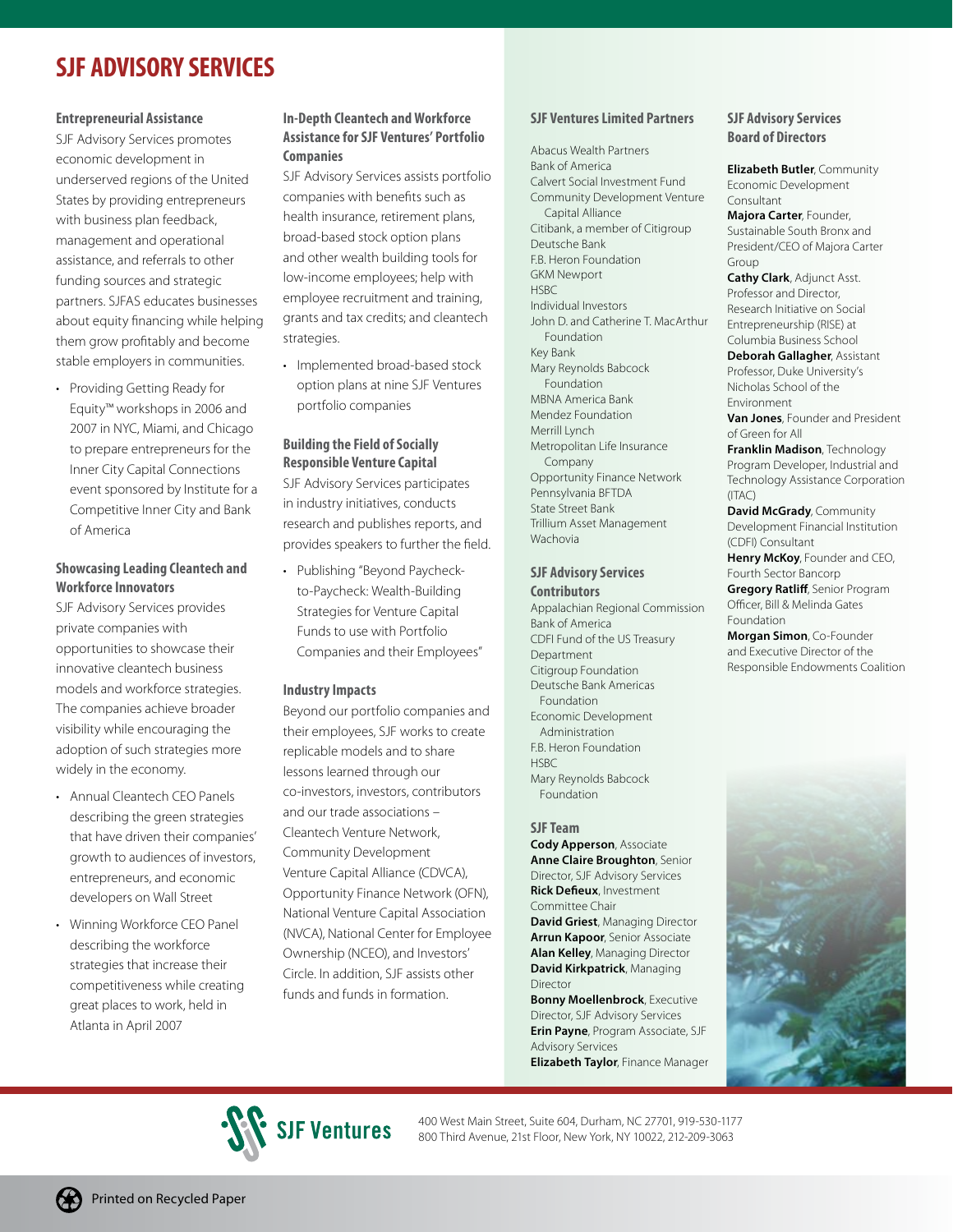# SJF ADVISORY SERVICES

### Entrepreneurial Assistance

SJF Advisory Services promotes economic development in underserved regions of the United States by providing entrepreneurs with business plan feedback, management and operational assistance, and referrals to other funding sources and strategic partners. SJFAS educates businesses about equity financing while helping them grow profitably and become stable employers in communities.

- Providing Getting Ready for Equity™ workshops in 2006 and 2007 in NYC, Miami, and Chicago to prepare entrepreneurs for the Inner City Capital Connections event sponsored by Institute for a Competitive Inner City and Bank of America

### Showcasing Leading Cleantech and Workforce Innovators

SJF Advisory Services provides private companies with opportunities to showcase their innovative cleantech business models and workforce strategies. The companies achieve broader visibility while encouraging the adoption of such strategies more widely in the economy.

- Annual Cleantech CEO Panels describing the green strategies that have driven their companies' growth to audiences of investors, entrepreneurs, and economic developers on Wall Street
- Winning Workforce CEO Panel describing the workforce strategies that increase their competitiveness while creating great places to work, held in Atlanta in April 2007

### In-Depth Cleantech and Workforce Assistance for SJF Ventures' Portfolio Companies

SJF Advisory Services assists portfolio companies with benefits such as health insurance, retirement plans, broad-based stock option plans and other wealth building tools for low-income employees; help with employee recruitment and training, grants and tax credits; and cleantech strategies.

- Implemented broad-based stock option plans at nine SJF Ventures portfolio companies

### Building the Field of Socially Responsible Venture Capital

SJF Advisory Services participates in industry initiatives, conducts research and publishes reports, and provides speakers to further the field.

- Publishing "Beyond Paycheck-to-Paycheck: Wealth-Building Strategies for Venture Capital Funds to use with Portfolio Companies and their Employees"

### Industry Impacts

Beyond our portfolio companies and their employees, SJF works to create replicable models and to share lessons learned through our co-investors, investors, contributors and our trade associations – Cleantech Venture Network, Community Development Venture Capital Alliance (CDVCA), Opportunity Finance Network (OFN), National Venture Capital Association (NVCA), National Center for Employee Ownership (NCEO), and Investors' Circle. In addition, SJF assists other funds and funds in formation.

### SJF Ventures Limited Partners

Abacus Wealth Partners
Bank of America
Calvert Social Investment Fund
Community Development Venture Capital Alliance
Citibank, a member of Citigroup
Deutsche Bank
F.B. Heron Foundation
GKM Newport
HSBC
Individual Investors
John D. and Catherine T. MacArthur Foundation
Key Bank
Mary Reynolds Babcock Foundation
MBNA America Bank
Mendez Foundation
Merrill Lynch
Metropolitan Life Insurance Company
Opportunity Finance Network
Pennsylvania BFTDA
State Street Bank
Trillium Asset Management
Wachovia

### SJF Advisory Services Contributors

Appalachian Regional Commission
Bank of America
CDFI Fund of the US Treasury Department
Citigroup Foundation
Deutsche Bank Americas Foundation
Economic Development Administration
F.B. Heron Foundation
HSBC
Mary Reynolds Babcock Foundation

### SJF Team

**Cody Apperson**, Associate
**Anne Claire Broughton**, Senior Director, SJF Advisory Services
**Rick Defieux**, Investment Committee Chair
**David Griest**, Managing Director
**Arrun Kapoor**, Senior Associate
**Alan Kelley**, Managing Director
**David Kirkpatrick**, Managing Director
**Bonny Moellenbrock**, Executive Director, SJF Advisory Services
**Erin Payne**, Program Associate, SJF Advisory Services
**Elizabeth Taylor**, Finance Manager

### SJF Advisory Services Board of Directors

**Elizabeth Butler**, Community Economic Development Consultant
**Majora Carter**, Founder, Sustainable South Bronx and President/CEO of Majora Carter Group
**Cathy Clark**, Adjunct Asst. Professor and Director, Research Initiative on Social Entrepreneurship (RISE) at Columbia Business School
**Deborah Gallagher**, Assistant Professor, Duke University's Nicholas School of the Environment
**Van Jones**, Founder and President of Green for All
**Franklin Madison**, Technology Program Developer, Industrial and Technology Assistance Corporation (ITAC)
**David McGrady**, Community Development Financial Institution (CDFI) Consultant
**Henry McKoy**, Founder and CEO, Fourth Sector Bancorp
**Gregory Ratliff**, Senior Program Officer, Bill & Melinda Gates Foundation
**Morgan Simon**, Co-Founder and Executive Director of the Responsible Endowments Coalition

SJF Ventures

400 West Main Street, Suite 604, Durham, NC 27701, 919-530-1177
800 Third Avenue, 21st Floor, New York, NY 10022, 212-209-3063

Printed on Recycled Paper